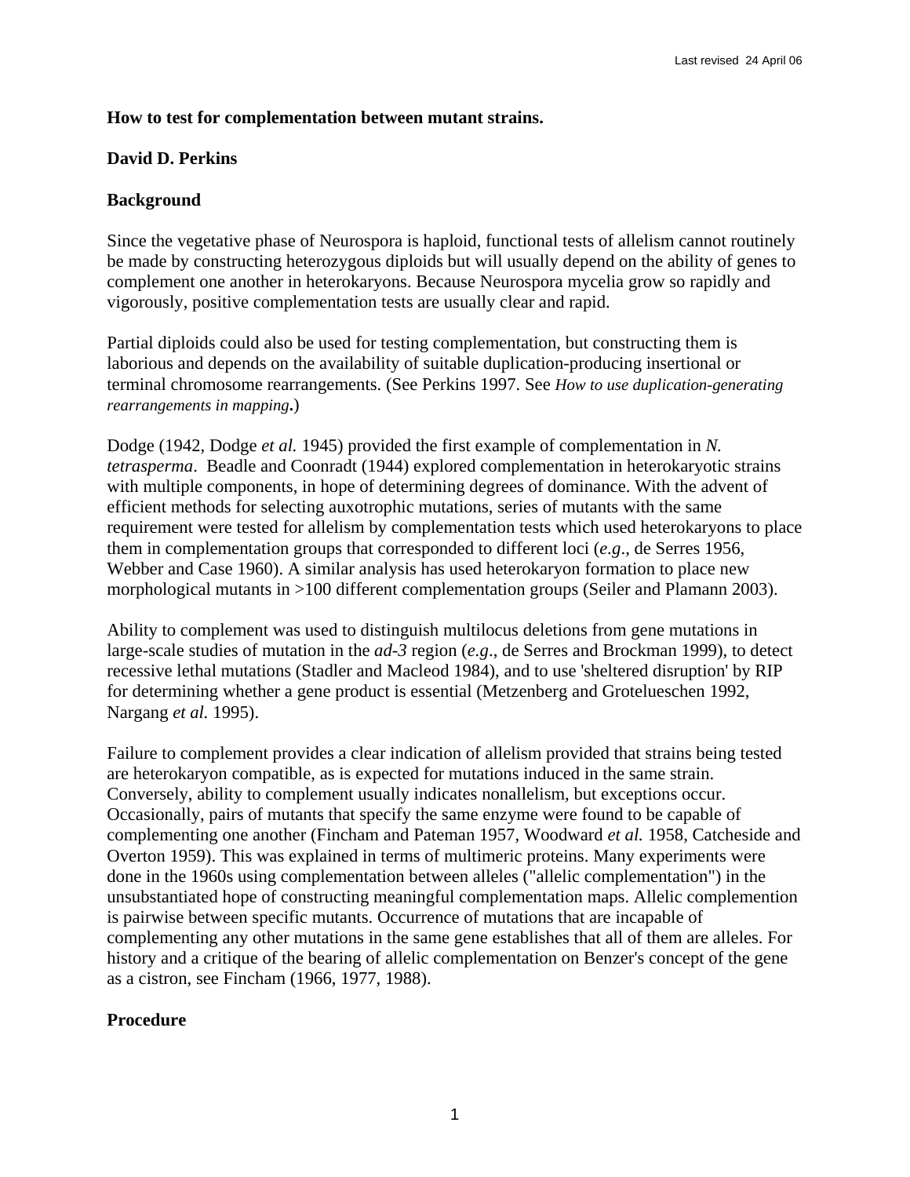Last revised 24 April 06

# How to test for complementation between mutant strains.

**David D. Perkins**

## Background

Since the vegetative phase of Neurospora is haploid, functional tests of allelism cannot routinely be made by constructing heterozygous diploids but will usually depend on the ability of genes to complement one another in heterokaryons. Because Neurospora mycelia grow so rapidly and vigorously, positive complementation tests are usually clear and rapid.

Partial diploids could also be used for testing complementation, but constructing them is laborious and depends on the availability of suitable duplication-producing insertional or terminal chromosome rearrangements. (See Perkins 1997. See *How to use duplication-generating rearrangements in mapping***.**)

Dodge (1942, Dodge *et al.* 1945) provided the first example of complementation in *N. tetrasperma*. Beadle and Coonradt (1944) explored complementation in heterokaryotic strains with multiple components, in hope of determining degrees of dominance. With the advent of efficient methods for selecting auxotrophic mutations, series of mutants with the same requirement were tested for allelism by complementation tests which used heterokaryons to place them in complementation groups that corresponded to different loci (*e.g*., de Serres 1956, Webber and Case 1960). A similar analysis has used heterokaryon formation to place new morphological mutants in >100 different complementation groups (Seiler and Plamann 2003).

Ability to complement was used to distinguish multilocus deletions from gene mutations in large-scale studies of mutation in the *ad-3* region (*e.g*., de Serres and Brockman 1999), to detect recessive lethal mutations (Stadler and Macleod 1984), and to use 'sheltered disruption' by RIP for determining whether a gene product is essential (Metzenberg and Grotelueschen 1992, Nargang *et al.* 1995).

Failure to complement provides a clear indication of allelism provided that strains being tested are heterokaryon compatible, as is expected for mutations induced in the same strain. Conversely, ability to complement usually indicates nonallelism, but exceptions occur. Occasionally, pairs of mutants that specify the same enzyme were found to be capable of complementing one another (Fincham and Pateman 1957, Woodward *et al.* 1958, Catcheside and Overton 1959). This was explained in terms of multimeric proteins. Many experiments were done in the 1960s using complementation between alleles ("allelic complementation") in the unsubstantiated hope of constructing meaningful complementation maps. Allelic complemention is pairwise between specific mutants. Occurrence of mutations that are incapable of complementing any other mutations in the same gene establishes that all of them are alleles. For history and a critique of the bearing of allelic complementation on Benzer's concept of the gene as a cistron, see Fincham (1966, 1977, 1988).

## Procedure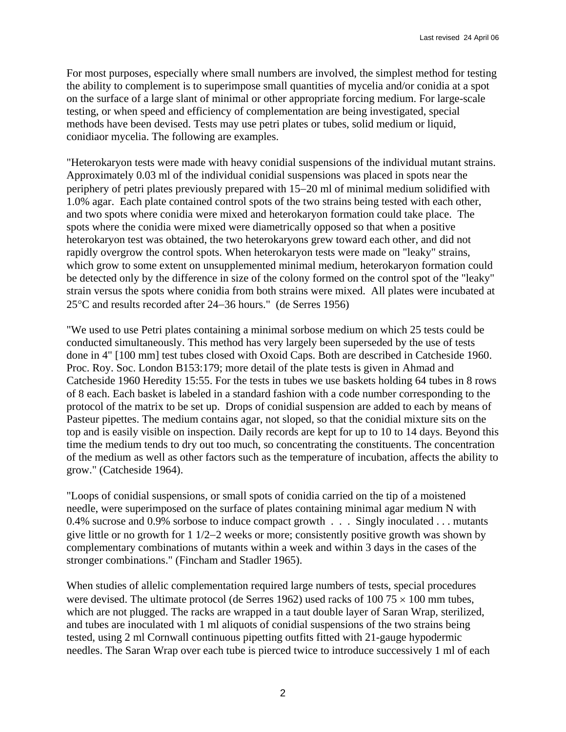For most purposes, especially where small numbers are involved, the simplest method for testing the ability to complement is to superimpose small quantities of mycelia and/or conidia at a spot on the surface of a large slant of minimal or other appropriate forcing medium. For large-scale testing, or when speed and efficiency of complementation are being investigated, special methods have been devised. Tests may use petri plates or tubes, solid medium or liquid, conidiaor mycelia. The following are examples.

"Heterokaryon tests were made with heavy conidial suspensions of the individual mutant strains. Approximately 0.03 ml of the individual conidial suspensions was placed in spots near the periphery of petri plates previously prepared with 15–20 ml of minimal medium solidified with 1.0% agar. Each plate contained control spots of the two strains being tested with each other, and two spots where conidia were mixed and heterokaryon formation could take place. The spots where the conidia were mixed were diametrically opposed so that when a positive heterokaryon test was obtained, the two heterokaryons grew toward each other, and did not rapidly overgrow the control spots. When heterokaryon tests were made on "leaky" strains, which grow to some extent on unsupplemented minimal medium, heterokaryon formation could be detected only by the difference in size of the colony formed on the control spot of the "leaky" strain versus the spots where conidia from both strains were mixed. All plates were incubated at 25°C and results recorded after 24–36 hours." (de Serres 1956)

"We used to use Petri plates containing a minimal sorbose medium on which 25 tests could be conducted simultaneously. This method has very largely been superseded by the use of tests done in 4" [100 mm] test tubes closed with Oxoid Caps. Both are described in Catcheside 1960. Proc. Roy. Soc. London B153:179; more detail of the plate tests is given in Ahmad and Catcheside 1960 Heredity 15:55. For the tests in tubes we use baskets holding 64 tubes in 8 rows of 8 each. Each basket is labeled in a standard fashion with a code number corresponding to the protocol of the matrix to be set up. Drops of conidial suspension are added to each by means of Pasteur pipettes. The medium contains agar, not sloped, so that the conidial mixture sits on the top and is easily visible on inspection. Daily records are kept for up to 10 to 14 days. Beyond this time the medium tends to dry out too much, so concentrating the constituents. The concentration of the medium as well as other factors such as the temperature of incubation, affects the ability to grow." (Catcheside 1964).

"Loops of conidial suspensions, or small spots of conidia carried on the tip of a moistened needle, were superimposed on the surface of plates containing minimal agar medium N with 0.4% sucrose and 0.9% sorbose to induce compact growth . . . Singly inoculated . . . mutants give little or no growth for 1 1/2–2 weeks or more; consistently positive growth was shown by complementary combinations of mutants within a week and within 3 days in the cases of the stronger combinations." (Fincham and Stadler 1965).

When studies of allelic complementation required large numbers of tests, special procedures were devised. The ultimate protocol (de Serres 1962) used racks of 100 75 × 100 mm tubes, which are not plugged. The racks are wrapped in a taut double layer of Saran Wrap, sterilized, and tubes are inoculated with 1 ml aliquots of conidial suspensions of the two strains being tested, using 2 ml Cornwall continuous pipetting outfits fitted with 21-gauge hypodermic needles. The Saran Wrap over each tube is pierced twice to introduce successively 1 ml of each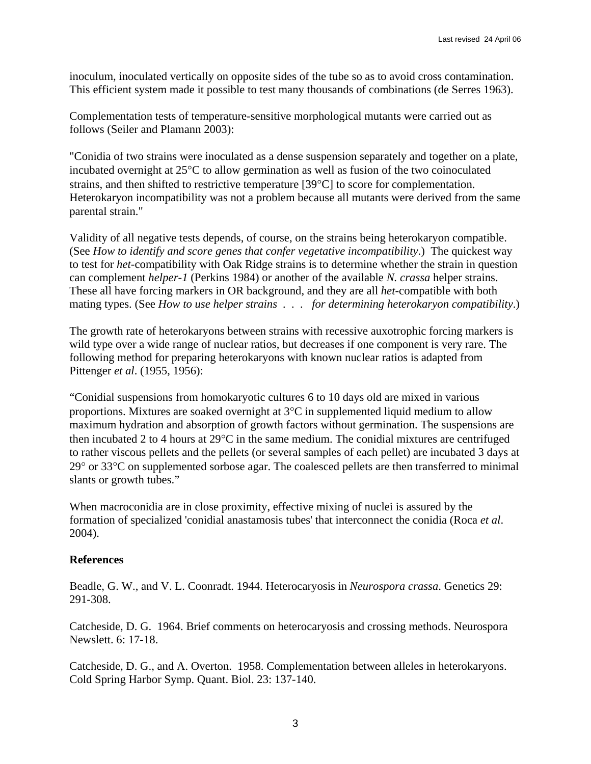inoculum, inoculated vertically on opposite sides of the tube so as to avoid cross contamination. This efficient system made it possible to test many thousands of combinations (de Serres 1963).

Complementation tests of temperature-sensitive morphological mutants were carried out as follows (Seiler and Plamann 2003):

"Conidia of two strains were inoculated as a dense suspension separately and together on a plate, incubated overnight at 25°C to allow germination as well as fusion of the two coinoculated strains, and then shifted to restrictive temperature [39°C] to score for complementation. Heterokaryon incompatibility was not a problem because all mutants were derived from the same parental strain."

Validity of all negative tests depends, of course, on the strains being heterokaryon compatible. (See *How to identify and score genes that confer vegetative incompatibility*.) The quickest way to test for *het*-compatibility with Oak Ridge strains is to determine whether the strain in question can complement *helper-1* (Perkins 1984) or another of the available *N. crassa* helper strains. These all have forcing markers in OR background, and they are all *het*-compatible with both mating types. (See *How to use helper strains . . . for determining heterokaryon compatibility*.)

The growth rate of heterokaryons between strains with recessive auxotrophic forcing markers is wild type over a wide range of nuclear ratios, but decreases if one component is very rare. The following method for preparing heterokaryons with known nuclear ratios is adapted from Pittenger *et al*. (1955, 1956):

"Conidial suspensions from homokaryotic cultures 6 to 10 days old are mixed in various proportions. Mixtures are soaked overnight at 3°C in supplemented liquid medium to allow maximum hydration and absorption of growth factors without germination. The suspensions are then incubated 2 to 4 hours at 29°C in the same medium. The conidial mixtures are centrifuged to rather viscous pellets and the pellets (or several samples of each pellet) are incubated 3 days at 29° or 33°C on supplemented sorbose agar. The coalesced pellets are then transferred to minimal slants or growth tubes."

When macroconidia are in close proximity, effective mixing of nuclei is assured by the formation of specialized 'conidial anastamosis tubes' that interconnect the conidia (Roca *et al*. 2004).

**References**

Beadle, G. W., and V. L. Coonradt. 1944. Heterocaryosis in *Neurospora crassa*. Genetics 29: 291-308.

Catcheside, D. G. 1964. Brief comments on heterocaryosis and crossing methods. Neurospora Newslett. 6: 17-18.

Catcheside, D. G., and A. Overton. 1958. Complementation between alleles in heterokaryons. Cold Spring Harbor Symp. Quant. Biol. 23: 137-140.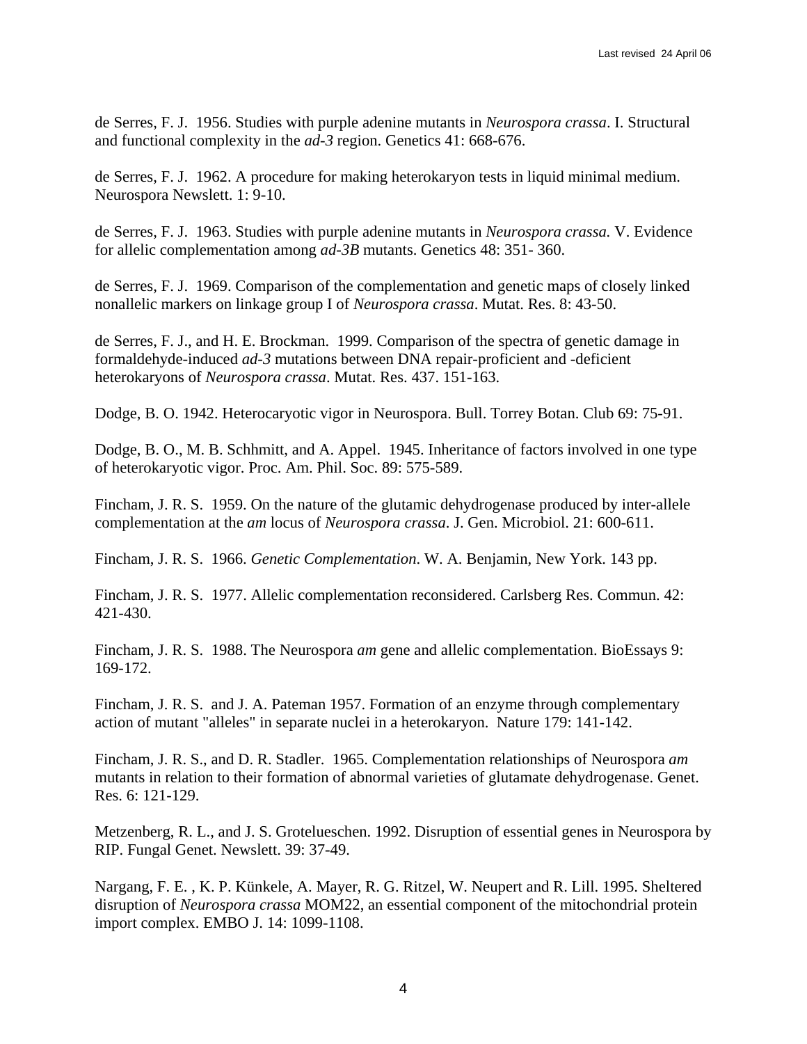de Serres, F. J. 1956. Studies with purple adenine mutants in *Neurospora crassa*. I. Structural and functional complexity in the *ad-3* region. Genetics 41: 668-676.

de Serres, F. J. 1962. A procedure for making heterokaryon tests in liquid minimal medium. Neurospora Newslett. 1: 9-10.

de Serres, F. J. 1963. Studies with purple adenine mutants in *Neurospora crassa.* V. Evidence for allelic complementation among *ad-3B* mutants. Genetics 48: 351- 360.

de Serres, F. J. 1969. Comparison of the complementation and genetic maps of closely linked nonallelic markers on linkage group I of *Neurospora crassa*. Mutat. Res. 8: 43-50.

de Serres, F. J., and H. E. Brockman. 1999. Comparison of the spectra of genetic damage in formaldehyde-induced *ad-3* mutations between DNA repair-proficient and -deficient heterokaryons of *Neurospora crassa*. Mutat. Res. 437. 151-163.

Dodge, B. O. 1942. Heterocaryotic vigor in Neurospora. Bull. Torrey Botan. Club 69: 75-91.

Dodge, B. O., M. B. Schhmitt, and A. Appel. 1945. Inheritance of factors involved in one type of heterokaryotic vigor. Proc. Am. Phil. Soc. 89: 575-589.

Fincham, J. R. S. 1959. On the nature of the glutamic dehydrogenase produced by inter-allele complementation at the *am* locus of *Neurospora crassa*. J. Gen. Microbiol. 21: 600-611.

Fincham, J. R. S. 1966. *Genetic Complementation*. W. A. Benjamin, New York. 143 pp.

Fincham, J. R. S. 1977. Allelic complementation reconsidered. Carlsberg Res. Commun. 42: 421-430.

Fincham, J. R. S. 1988. The Neurospora *am* gene and allelic complementation. BioEssays 9: 169-172.

Fincham, J. R. S. and J. A. Pateman 1957. Formation of an enzyme through complementary action of mutant "alleles" in separate nuclei in a heterokaryon. Nature 179: 141-142.

Fincham, J. R. S., and D. R. Stadler. 1965. Complementation relationships of Neurospora *am* mutants in relation to their formation of abnormal varieties of glutamate dehydrogenase. Genet. Res. 6: 121-129.

Metzenberg, R. L., and J. S. Grotelueschen. 1992. Disruption of essential genes in Neurospora by RIP. Fungal Genet. Newslett. 39: 37-49.

Nargang, F. E. , K. P. Künkele, A. Mayer, R. G. Ritzel, W. Neupert and R. Lill. 1995. Sheltered disruption of *Neurospora crassa* MOM22, an essential component of the mitochondrial protein import complex. EMBO J. 14: 1099-1108.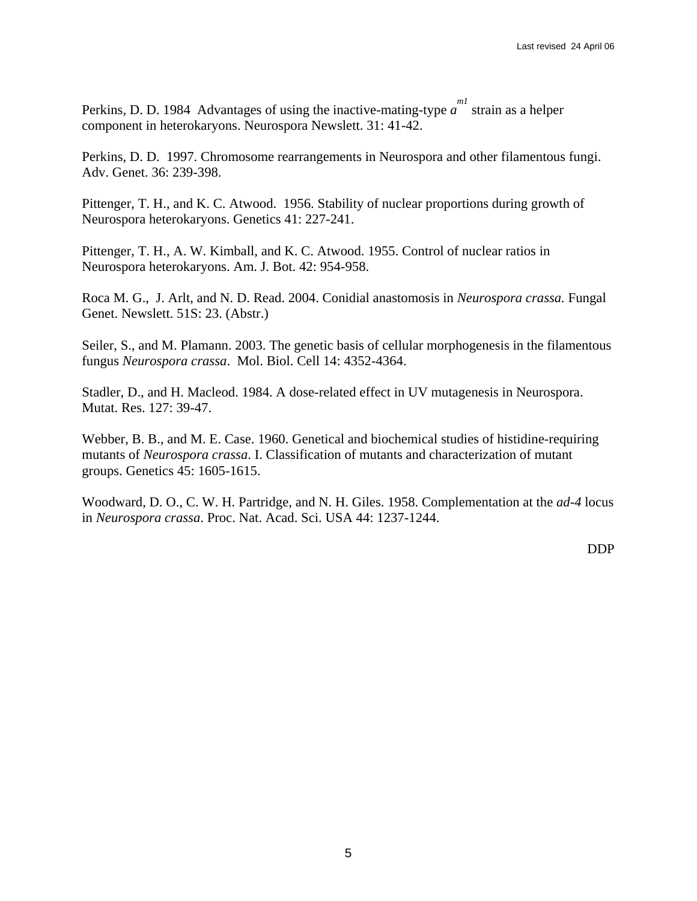Perkins, D. D. 1984 Advantages of using the inactive-mating-type *a*$^{m1}$ strain as a helper component in heterokaryons. Neurospora Newslett. 31: 41-42.

Perkins, D. D. 1997. Chromosome rearrangements in Neurospora and other filamentous fungi. Adv. Genet. 36: 239-398.

Pittenger, T. H., and K. C. Atwood. 1956. Stability of nuclear proportions during growth of Neurospora heterokaryons. Genetics 41: 227-241.

Pittenger, T. H., A. W. Kimball, and K. C. Atwood. 1955. Control of nuclear ratios in Neurospora heterokaryons. Am. J. Bot. 42: 954-958.

Roca M. G., J. Arlt, and N. D. Read. 2004. Conidial anastomosis in *Neurospora crassa.* Fungal Genet. Newslett. 51S: 23. (Abstr.)

Seiler, S., and M. Plamann. 2003. The genetic basis of cellular morphogenesis in the filamentous fungus *Neurospora crassa*. Mol. Biol. Cell 14: 4352-4364.

Stadler, D., and H. Macleod. 1984. A dose-related effect in UV mutagenesis in Neurospora. Mutat. Res. 127: 39-47.

Webber, B. B., and M. E. Case. 1960. Genetical and biochemical studies of histidine-requiring mutants of *Neurospora crassa*. I. Classification of mutants and characterization of mutant groups. Genetics 45: 1605-1615.

Woodward, D. O., C. W. H. Partridge, and N. H. Giles. 1958. Complementation at the *ad-4* locus in *Neurospora crassa*. Proc. Nat. Acad. Sci. USA 44: 1237-1244.

DDP